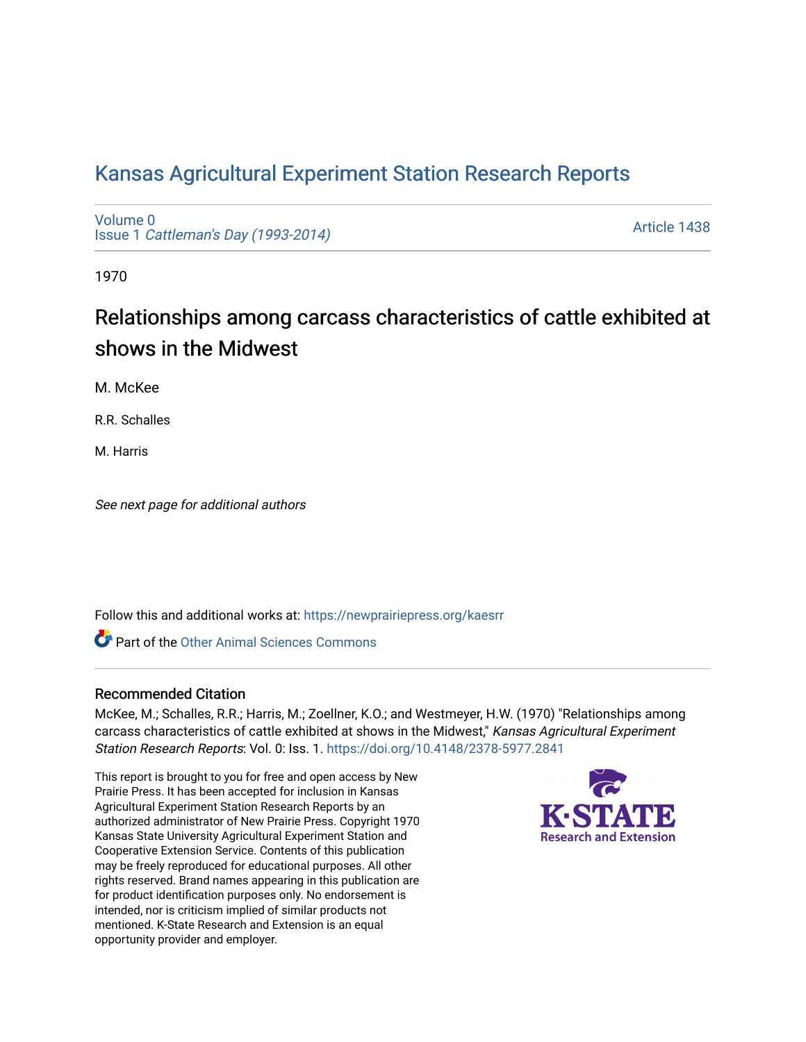# Kansas Agricultural Experiment Station Research Reports

Volume 0
Issue 1 *Cattleman's Day (1993-2014)*

Article 1438

1970

## Relationships among carcass characteristics of cattle exhibited at shows in the Midwest

M. McKee

R.R. Schalles

M. Harris

*See next page for additional authors*

Follow this and additional works at: https://newprairiepress.org/kaesrr

Part of the Other Animal Sciences Commons

### Recommended Citation

McKee, M.; Schalles, R.R.; Harris, M.; Zoellner, K.O.; and Westmeyer, H.W. (1970) "Relationships among carcass characteristics of cattle exhibited at shows in the Midwest," *Kansas Agricultural Experiment Station Research Reports*: Vol. 0: Iss. 1. https://doi.org/10.4148/2378-5977.2841

This report is brought to you for free and open access by New Prairie Press. It has been accepted for inclusion in Kansas Agricultural Experiment Station Research Reports by an authorized administrator of New Prairie Press. Copyright 1970 Kansas State University Agricultural Experiment Station and Cooperative Extension Service. Contents of this publication may be freely reproduced for educational purposes. All other rights reserved. Brand names appearing in this publication are for product identification purposes only. No endorsement is intended, nor is criticism implied of similar products not mentioned. K-State Research and Extension is an equal opportunity provider and employer.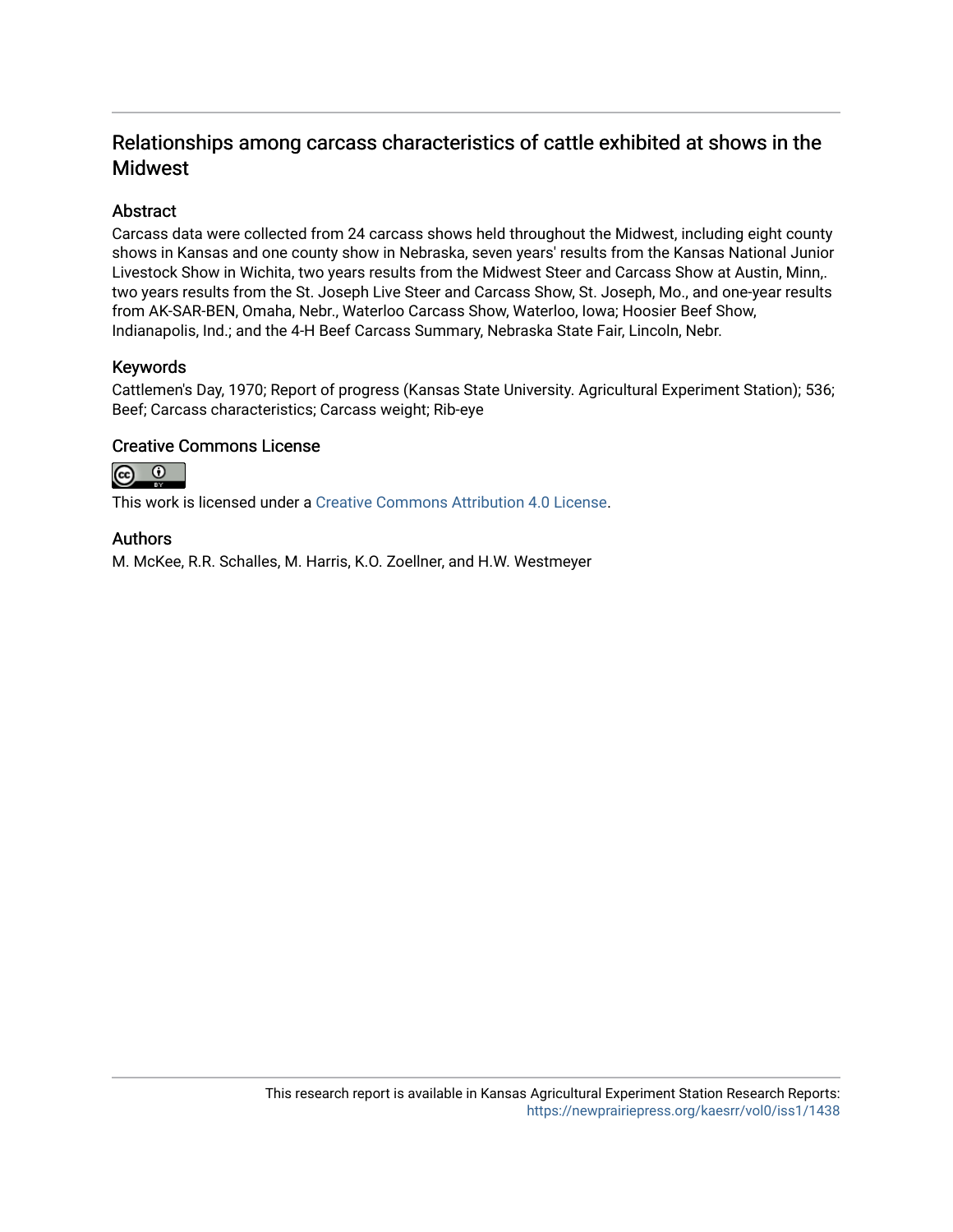## Relationships among carcass characteristics of cattle exhibited at shows in the Midwest

### Abstract

Carcass data were collected from 24 carcass shows held throughout the Midwest, including eight county shows in Kansas and one county show in Nebraska, seven years' results from the Kansas National Junior Livestock Show in Wichita, two years results from the Midwest Steer and Carcass Show at Austin, Minn,. two years results from the St. Joseph Live Steer and Carcass Show, St. Joseph, Mo., and one-year results from AK-SAR-BEN, Omaha, Nebr., Waterloo Carcass Show, Waterloo, Iowa; Hoosier Beef Show, Indianapolis, Ind.; and the 4-H Beef Carcass Summary, Nebraska State Fair, Lincoln, Nebr.

### Keywords

Cattlemen's Day, 1970; Report of progress (Kansas State University. Agricultural Experiment Station); 536; Beef; Carcass characteristics; Carcass weight; Rib-eye

### Creative Commons License

This work is licensed under a Creative Commons Attribution 4.0 License.

### Authors

M. McKee, R.R. Schalles, M. Harris, K.O. Zoellner, and H.W. Westmeyer

This research report is available in Kansas Agricultural Experiment Station Research Reports: https://newprairiepress.org/kaesrr/vol0/iss1/1438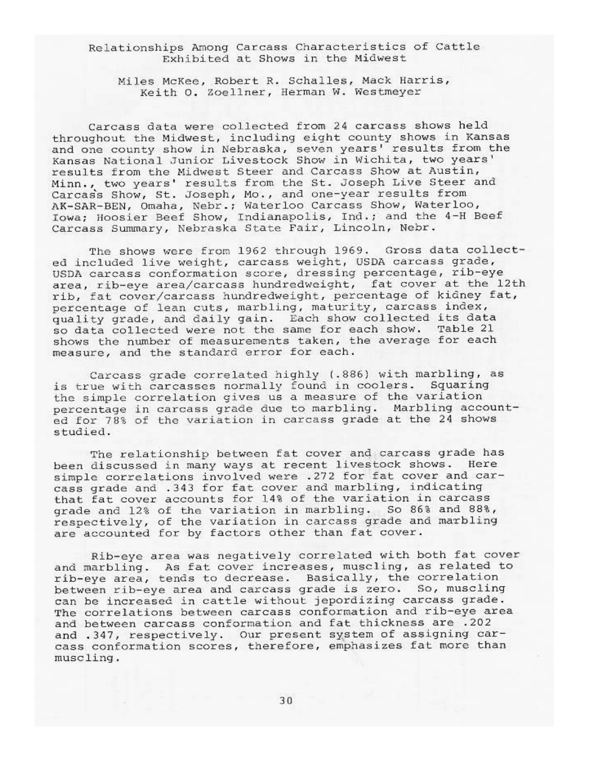# Relationships Among Carcass Characteristics of Cattle Exhibited at Shows in the Midwest

Miles McKee, Robert R. Schalles, Mack Harris, Keith O. Zoellner, Herman W. Westmeyer

Carcass data were collected from 24 carcass shows held throughout the Midwest, including eight county shows in Kansas and one county show in Nebraska, seven years' results from the Kansas National Junior Livestock Show in Wichita, two years' results from the Midwest Steer and Carcass Show at Austin, Minn., two years' results from the St. Joseph Live Steer and Carcass Show, St. Joseph, Mo., and one-year results from AK-SAR-BEN, Omaha, Nebr.; Waterloo Carcass Show, Waterloo, Iowa; Hoosier Beef Show, Indianapolis, Ind.; and the 4-H Beef Carcass Summary, Nebraska State Fair, Lincoln, Nebr.

The shows were from 1962 through 1969. Gross data collected included live weight, carcass weight, USDA carcass grade, USDA carcass conformation score, dressing percentage, rib-eye area, rib-eye area/carcass hundredweight, fat cover at the 12th rib, fat cover/carcass hundredweight, percentage of kidney fat, percentage of lean cuts, marbling, maturity, carcass index, quality grade, and daily gain. Each show collected its data so data collected were not the same for each show. Table 21 shows the number of measurements taken, the average for each measure, and the standard error for each.

Carcass grade correlated highly (.886) with marbling, as is true with carcasses normally found in coolers. Squaring the simple correlation gives us a measure of the variation percentage in carcass grade due to marbling. Marbling accounted for 78% of the variation in carcass grade at the 24 shows studied.

The relationship between fat cover and carcass grade has been discussed in many ways at recent livestock shows. Here simple correlations involved were .272 for fat cover and carcass grade and .343 for fat cover and marbling, indicating that fat cover accounts for 14% of the variation in carcass grade and 12% of the variation in marbling. So 86% and 88%, respectively, of the variation in carcass grade and marbling are accounted for by factors other than fat cover.

Rib-eye area was negatively correlated with both fat cover and marbling. As fat cover increases, muscling, as related to rib-eye area, tends to decrease. Basically, the correlation between rib-eye area and carcass grade is zero. So, muscling can be increased in cattle without jepordizing carcass grade. The correlations between carcass conformation and rib-eye area and between carcass conformation and fat thickness are .202 and .347, respectively. Our present system of assigning carcass conformation scores, therefore, emphasizes fat more than muscling.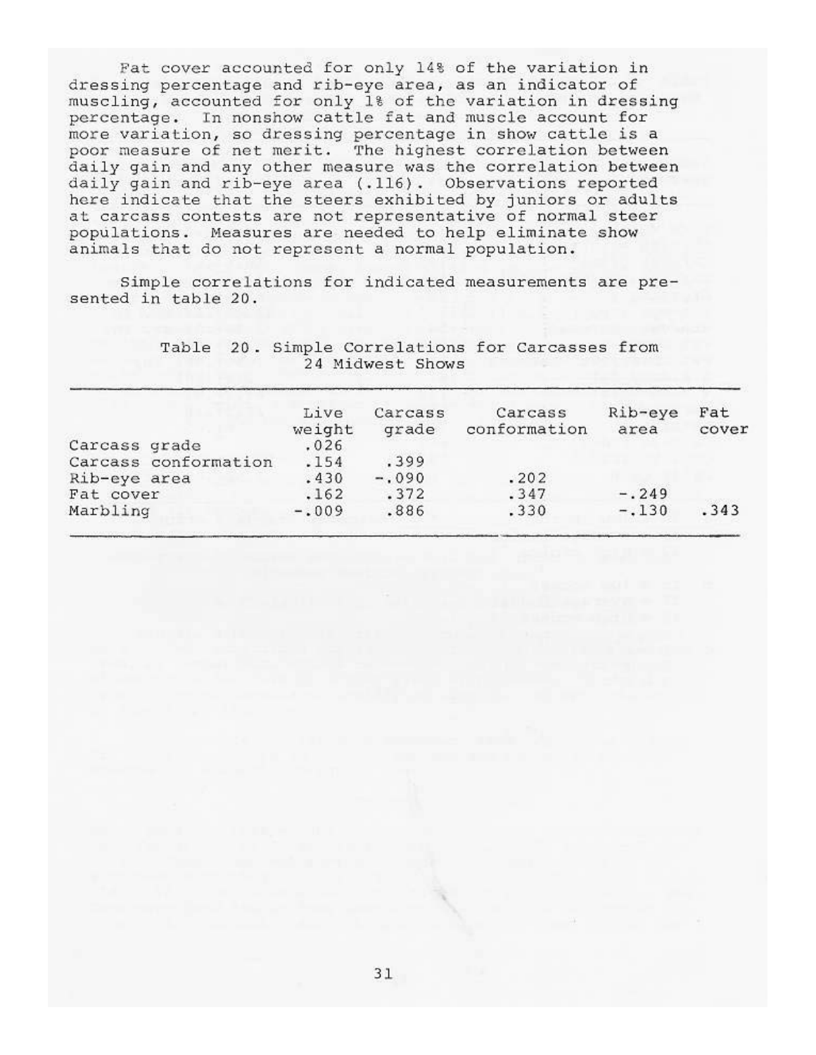Fat cover accounted for only 14% of the variation in dressing percentage and rib-eye area, as an indicator of muscling, accounted for only 1% of the variation in dressing percentage. In nonshow cattle fat and muscle account for more variation, so dressing percentage in show cattle is a poor measure of net merit. The highest correlation between daily gain and any other measure was the correlation between daily gain and rib-eye area (.116). Observations reported here indicate that the steers exhibited by juniors or adults at carcass contests are not representative of normal steer populations. Measures are needed to help eliminate show animals that do not represent a normal population.

Simple correlations for indicated measurements are presented in table 20.

Table 20. Simple Correlations for Carcasses from 24 Midwest Shows

| | Live weight | Carcass grade | Carcass conformation | Rib-eye area | Fat cover |
|---|---|---|---|---|---|
| Carcass grade | .026 | | | | |
| Carcass conformation | .154 | .399 | | | |
| Rib-eye area | .430 | -.090 | .202 | | |
| Fat cover | .162 | .372 | .347 | -.249 | |
| Marbling | -.009 | .886 | .330 | -.130 | .343 |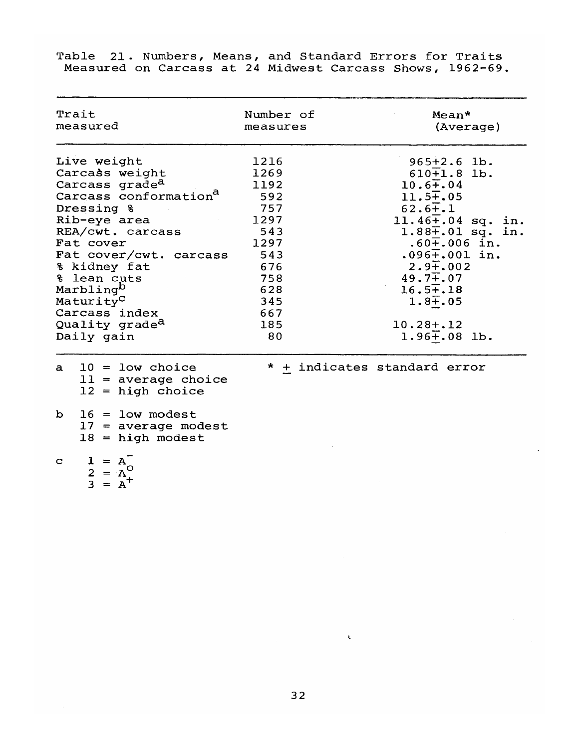Table 21. Numbers, Means, and Standard Errors for Traits Measured on Carcass at 24 Midwest Carcass Shows, 1962-69.

| Trait measured | Number of measures | Mean* (Average) |
|---|---|---|
| Live weight | 1216 | 965±2.6 lb. |
| Carcass weight | 1269 | 610±1.8 lb. |
| Carcass grade[a] | 1192 | 10.6±.04 |
| Carcass conformation[a] | 592 | 11.5±.05 |
| Dressing % | 757 | 62.6±.1 |
| Rib-eye area | 1297 | 11.46±.04 sq. in. |
| REA/cwt. carcass | 543 | 1.88±.01 sq. in. |
| Fat cover | 1297 | .60±.006 in. |
| Fat cover/cwt. carcass | 543 | .096±.001 in. |
| % kidney fat | 676 | 2.9±.002 |
| % lean cuts | 758 | 49.7±.07 |
| Marbling[b] | 628 | 16.5±.18 |
| Maturity[c] | 345 | 1.8±.05 |
| Carcass index | 667 | |
| Quality grade[a] | 185 | 10.28±.12 |
| Daily gain | 80 | 1.96±.08 lb. |

a 10 = low choice
11 = average choice
12 = high choice

b 16 = low modest
17 = average modest
18 = high modest

c 1 = $A^-$
2 = $A^o$
3 = $A^+$

\* ± indicates standard error